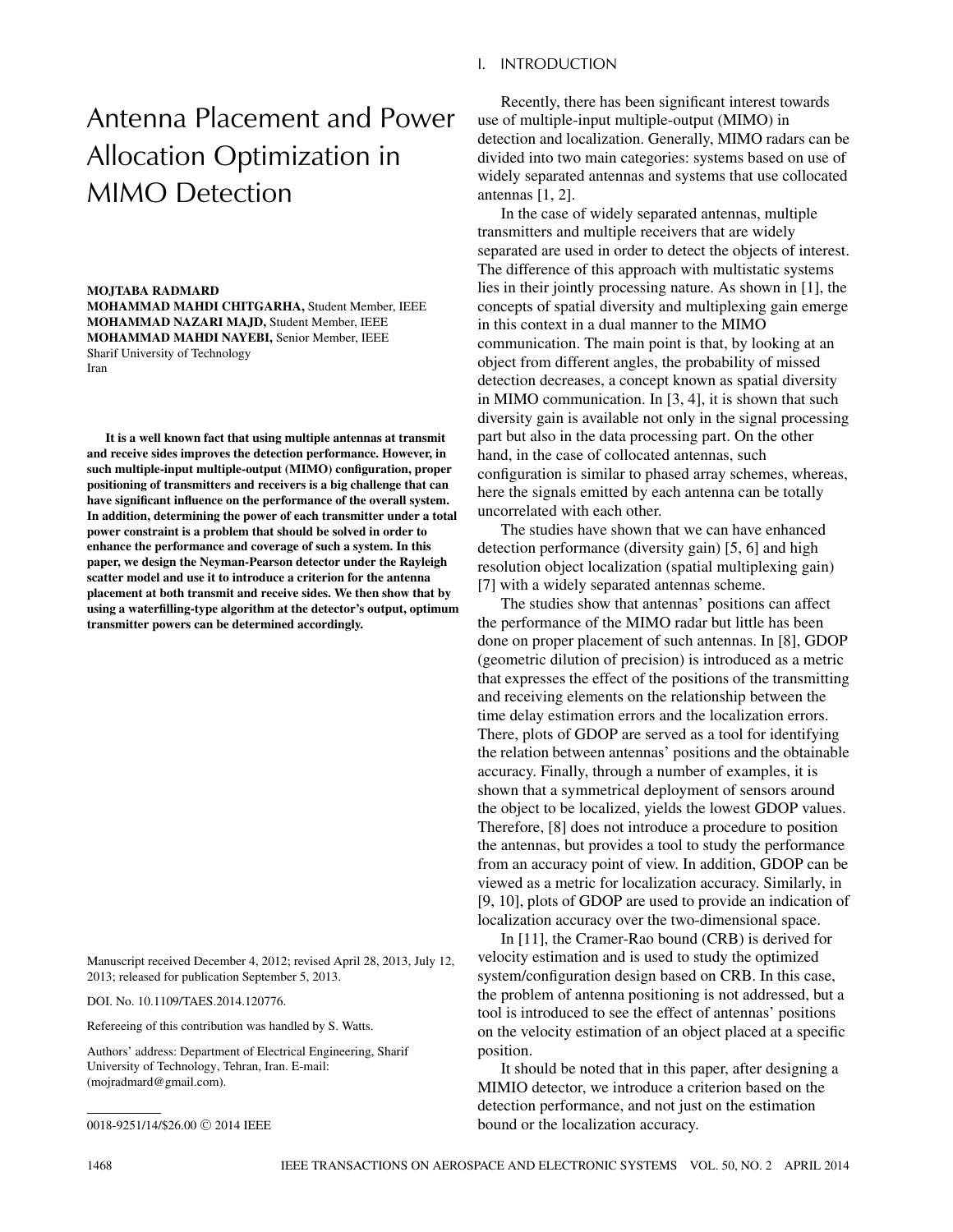# Antenna Placement and Power Allocation Optimization in MIMO Detection

**MOJTABA RADMARD**
**MOHAMMAD MAHDI CHITGARHA,** Student Member, IEEE
**MOHAMMAD NAZARI MAJD,** Student Member, IEEE
**MOHAMMAD MAHDI NAYEBI,** Senior Member, IEEE
Sharif University of Technology
Iran

**It is a well known fact that using multiple antennas at transmit and receive sides improves the detection performance. However, in such multiple-input multiple-output (MIMO) configuration, proper positioning of transmitters and receivers is a big challenge that can have significant influence on the performance of the overall system. In addition, determining the power of each transmitter under a total power constraint is a problem that should be solved in order to enhance the performance and coverage of such a system. In this paper, we design the Neyman-Pearson detector under the Rayleigh scatter model and use it to introduce a criterion for the antenna placement at both transmit and receive sides. We then show that by using a waterfilling-type algorithm at the detector's output, optimum transmitter powers can be determined accordingly.**

Manuscript received December 4, 2012; revised April 28, 2013, July 12, 2013; released for publication September 5, 2013.

DOI. No. 10.1109/TAES.2014.120776.

Refereeing of this contribution was handled by S. Watts.

Authors' address: Department of Electrical Engineering, Sharif University of Technology, Tehran, Iran. E-mail: (mojradmard@gmail.com).

0018-9251/14/$26.00 © 2014 IEEE

## I. INTRODUCTION

Recently, there has been significant interest towards use of multiple-input multiple-output (MIMO) in detection and localization. Generally, MIMO radars can be divided into two main categories: systems based on use of widely separated antennas and systems that use collocated antennas [1, 2].

In the case of widely separated antennas, multiple transmitters and multiple receivers that are widely separated are used in order to detect the objects of interest. The difference of this approach with multistatic systems lies in their jointly processing nature. As shown in [1], the concepts of spatial diversity and multiplexing gain emerge in this context in a dual manner to the MIMO communication. The main point is that, by looking at an object from different angles, the probability of missed detection decreases, a concept known as spatial diversity in MIMO communication. In [3, 4], it is shown that such diversity gain is available not only in the signal processing part but also in the data processing part. On the other hand, in the case of collocated antennas, such configuration is similar to phased array schemes, whereas, here the signals emitted by each antenna can be totally uncorrelated with each other.

The studies have shown that we can have enhanced detection performance (diversity gain) [5, 6] and high resolution object localization (spatial multiplexing gain) [7] with a widely separated antennas scheme.

The studies show that antennas' positions can affect the performance of the MIMO radar but little has been done on proper placement of such antennas. In [8], GDOP (geometric dilution of precision) is introduced as a metric that expresses the effect of the positions of the transmitting and receiving elements on the relationship between the time delay estimation errors and the localization errors. There, plots of GDOP are served as a tool for identifying the relation between antennas' positions and the obtainable accuracy. Finally, through a number of examples, it is shown that a symmetrical deployment of sensors around the object to be localized, yields the lowest GDOP values. Therefore, [8] does not introduce a procedure to position the antennas, but provides a tool to study the performance from an accuracy point of view. In addition, GDOP can be viewed as a metric for localization accuracy. Similarly, in [9, 10], plots of GDOP are used to provide an indication of localization accuracy over the two-dimensional space.

In [11], the Cramer-Rao bound (CRB) is derived for velocity estimation and is used to study the optimized system/configuration design based on CRB. In this case, the problem of antenna positioning is not addressed, but a tool is introduced to see the effect of antennas' positions on the velocity estimation of an object placed at a specific position.

It should be noted that in this paper, after designing a MIMIO detector, we introduce a criterion based on the detection performance, and not just on the estimation bound or the localization accuracy.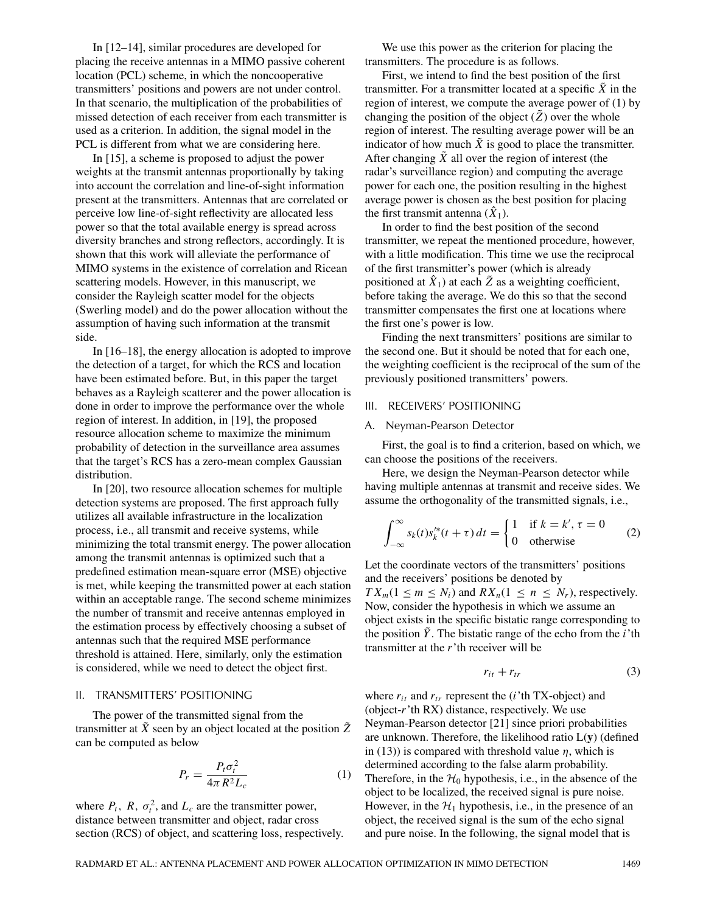In [12–14], similar procedures are developed for placing the receive antennas in a MIMO passive coherent location (PCL) scheme, in which the noncooperative transmitters' positions and powers are not under control. In that scenario, the multiplication of the probabilities of missed detection of each receiver from each transmitter is used as a criterion. In addition, the signal model in the PCL is different from what we are considering here.

In [15], a scheme is proposed to adjust the power weights at the transmit antennas proportionally by taking into account the correlation and line-of-sight information present at the transmitters. Antennas that are correlated or perceive low line-of-sight reflectivity are allocated less power so that the total available energy is spread across diversity branches and strong reflectors, accordingly. It is shown that this work will alleviate the performance of MIMO systems in the existence of correlation and Ricean scattering models. However, in this manuscript, we consider the Rayleigh scatter model for the objects (Swerling model) and do the power allocation without the assumption of having such information at the transmit side.

In [16–18], the energy allocation is adopted to improve the detection of a target, for which the RCS and location have been estimated before. But, in this paper the target behaves as a Rayleigh scatterer and the power allocation is done in order to improve the performance over the whole region of interest. In addition, in [19], the proposed resource allocation scheme to maximize the minimum probability of detection in the surveillance area assumes that the target's RCS has a zero-mean complex Gaussian distribution.

In [20], two resource allocation schemes for multiple detection systems are proposed. The first approach fully utilizes all available infrastructure in the localization process, i.e., all transmit and receive systems, while minimizing the total transmit energy. The power allocation among the transmit antennas is optimized such that a predefined estimation mean-square error (MSE) objective is met, while keeping the transmitted power at each station within an acceptable range. The second scheme minimizes the number of transmit and receive antennas employed in the estimation process by effectively choosing a subset of antennas such that the required MSE performance threshold is attained. Here, similarly, only the estimation is considered, while we need to detect the object first.

## II. TRANSMITTERS' POSITIONING

The power of the transmitted signal from the transmitter at $\tilde{X}$ seen by an object located at the position $\tilde{Z}$ can be computed as below

$$P_r = \frac{P_t \sigma_t^2}{4\pi R^2 L_c} \tag{1}$$

where $P_t$, $R$, $\sigma_t^2$, and $L_c$ are the transmitter power, distance between transmitter and object, radar cross section (RCS) of object, and scattering loss, respectively.

We use this power as the criterion for placing the transmitters. The procedure is as follows.

First, we intend to find the best position of the first transmitter. For a transmitter located at a specific $\tilde{X}$ in the region of interest, we compute the average power of (1) by changing the position of the object ($\tilde{Z}$) over the whole region of interest. The resulting average power will be an indicator of how much $\tilde{X}$ is good to place the transmitter. After changing $\tilde{X}$ all over the region of interest (the radar's surveillance region) and computing the average power for each one, the position resulting in the highest average power is chosen as the best position for placing the first transmit antenna ($\hat{X}_1$).

In order to find the best position of the second transmitter, we repeat the mentioned procedure, however, with a little modification. This time we use the reciprocal of the first transmitter's power (which is already positioned at $\hat{X}_1$) at each $\tilde{Z}$ as a weighting coefficient, before taking the average. We do this so that the second transmitter compensates the first one at locations where the first one's power is low.

Finding the next transmitters' positions are similar to the second one. But it should be noted that for each one, the weighting coefficient is the reciprocal of the sum of the previously positioned transmitters' powers.

## III. RECEIVERS' POSITIONING

### A. Neyman-Pearson Detector

First, the goal is to find a criterion, based on which, we can choose the positions of the receivers.

Here, we design the Neyman-Pearson detector while having multiple antennas at transmit and receive sides. We assume the orthogonality of the transmitted signals, i.e.,

$$\int_{-\infty}^{\infty} s_k(t) s_{k'}^{*}(t+\tau)\, dt = \begin{cases} 1 & \text{if } k = k', \tau = 0 \\ 0 & \text{otherwise} \end{cases} \tag{2}$$

Let the coordinate vectors of the transmitters' positions and the receivers' positions be denoted by $TX_m (1 \le m \le N_t)$ and $RX_n (1 \le n \le N_r)$, respectively. Now, consider the hypothesis in which we assume an object exists in the specific bistatic range corresponding to the position $\tilde{Y}$. The bistatic range of the echo from the $i$'th transmitter at the $r$'th receiver will be

$$r_{it} + r_{tr} \tag{3}$$

where $r_{it}$ and $r_{tr}$ represent the ($i$'th TX-object) and (object-$r$'th RX) distance, respectively. We use Neyman-Pearson detector [21] since priori probabilities are unknown. Therefore, the likelihood ratio L($\mathbf{y}$) (defined in (13)) is compared with threshold value $\eta$, which is determined according to the false alarm probability. Therefore, in the $\mathcal{H}_0$ hypothesis, i.e., in the absence of the object to be localized, the received signal is pure noise. However, in the $\mathcal{H}_1$ hypothesis, i.e., in the presence of an object, the received signal is the sum of the echo signal and pure noise. In the following, the signal model that is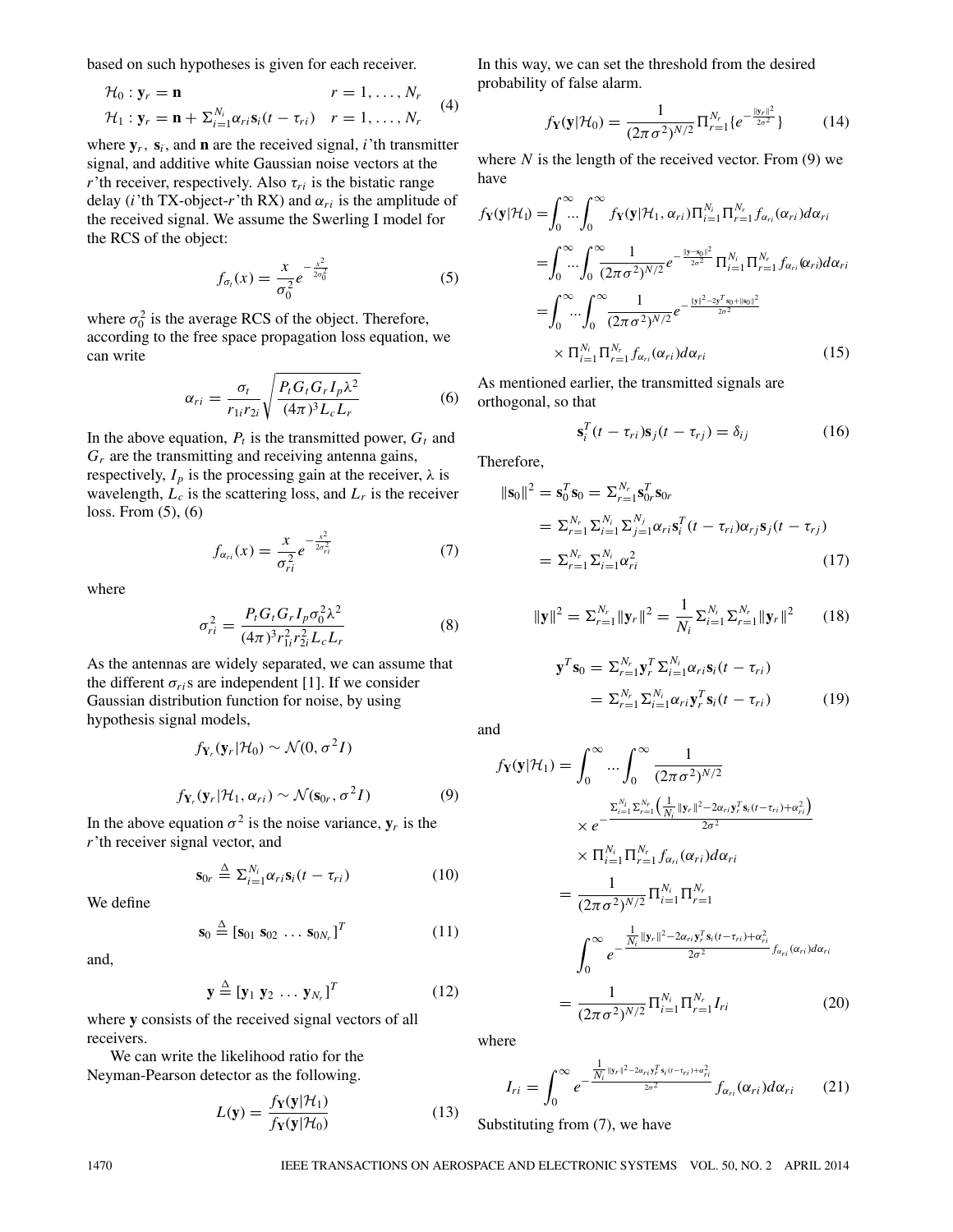based on such hypotheses is given for each receiver.

$$
\begin{aligned}
&\mathcal{H}_0 : \mathbf{y}_r = \mathbf{n} && r = 1, \ldots, N_r \\
&\mathcal{H}_1 : \mathbf{y}_r = \mathbf{n} + \Sigma_{i=1}^{N_i} \alpha_{ri} \mathbf{s}_i(t - \tau_{ri}) && r = 1, \ldots, N_r
\end{aligned}
\tag{4}
$$

where $\mathbf{y}_r$, $\mathbf{s}_i$, and $\mathbf{n}$ are the received signal, $i$'th transmitter signal, and additive white Gaussian noise vectors at the $r$'th receiver, respectively. Also $\tau_{ri}$ is the bistatic range delay ($i$'th TX-object-$r$'th RX) and $\alpha_{ri}$ is the amplitude of the received signal. We assume the Swerling I model for the RCS of the object:

$$
f_{\sigma_t}(x) = \frac{x}{\sigma_0^2} e^{-\frac{x^2}{2\sigma_0^2}} \tag{5}
$$

where $\sigma_0^2$ is the average RCS of the object. Therefore, according to the free space propagation loss equation, we can write

$$
\alpha_{ri} = \frac{\sigma_t}{r_{1i} r_{2i}} \sqrt{\frac{P_t G_t G_r I_p \lambda^2}{(4\pi)^3 L_c L_r}} \tag{6}
$$

In the above equation, $P_t$ is the transmitted power, $G_t$ and $G_r$ are the transmitting and receiving antenna gains, respectively, $I_p$ is the processing gain at the receiver, $\lambda$ is wavelength, $L_c$ is the scattering loss, and $L_r$ is the receiver loss. From (5), (6)

$$
f_{\alpha_{ri}}(x) = \frac{x}{\sigma_{ri}^2} e^{-\frac{x^2}{2\sigma_{ri}^2}} \tag{7}
$$

where

$$
\sigma_{ri}^2 = \frac{P_t G_t G_r I_p \sigma_0^2 \lambda^2}{(4\pi)^3 r_{1i}^2 r_{2i}^2 L_c L_r} \tag{8}
$$

As the antennas are widely separated, we can assume that the different $\sigma_{ri}$s are independent [1]. If we consider Gaussian distribution function for noise, by using hypothesis signal models,

$$
f_{\mathbf{Y}_r}(\mathbf{y}_r | \mathcal{H}_0) \sim \mathcal{N}(0, \sigma^2 I)
$$

$$
f_{\mathbf{Y}_r}(\mathbf{y}_r | \mathcal{H}_1, \alpha_{ri}) \sim \mathcal{N}(\mathbf{s}_{0r}, \sigma^2 I) \tag{9}
$$

In the above equation $\sigma^2$ is the noise variance, $\mathbf{y}_r$ is the $r$'th receiver signal vector, and

$$
\mathbf{s}_{0r} \triangleq \Sigma_{i=1}^{N_i} \alpha_{ri} \mathbf{s}_i(t - \tau_{ri}) \tag{10}
$$

We define

$$
\mathbf{s}_0 \triangleq [\mathbf{s}_{01} \; \mathbf{s}_{02} \; \ldots \; \mathbf{s}_{0N_r}]^T \tag{11}
$$

and,

$$
\mathbf{y} \triangleq [\mathbf{y}_1 \; \mathbf{y}_2 \; \ldots \; \mathbf{y}_{N_r}]^T \tag{12}
$$

where $\mathbf{y}$ consists of the received signal vectors of all receivers.

We can write the likelihood ratio for the Neyman-Pearson detector as the following.

$$
L(\mathbf{y}) = \frac{f_{\mathbf{Y}}(\mathbf{y} | \mathcal{H}_1)}{f_{\mathbf{Y}}(\mathbf{y} | \mathcal{H}_0)} \tag{13}
$$

In this way, we can set the threshold from the desired probability of false alarm.

$$
f_{\mathbf{Y}}(\mathbf{y} | \mathcal{H}_0) = \frac{1}{(2\pi\sigma^2)^{N/2}} \Pi_{r=1}^{N_r} \{ e^{-\frac{\|\mathbf{y}_r\|^2}{2\sigma^2}} \} \tag{14}
$$

where $N$ is the length of the received vector. From (9) we have

$$
\begin{aligned}
f_{\mathbf{Y}}(\mathbf{y} | \mathcal{H}_1) &= \int_0^\infty \ldots \int_0^\infty f_{\mathbf{Y}}(\mathbf{y} | \mathcal{H}_1, \alpha_{ri}) \Pi_{i=1}^{N_i} \Pi_{r=1}^{N_r} f_{\alpha_{ri}}(\alpha_{ri}) d\alpha_{ri} \\
&= \int_0^\infty \ldots \int_0^\infty \frac{1}{(2\pi\sigma^2)^{N/2}} e^{-\frac{\|\mathbf{y} - \mathbf{s}_0\|^2}{2\sigma^2}} \Pi_{i=1}^{N_i} \Pi_{r=1}^{N_r} f_{\alpha_{ri}}(\alpha_{ri}) d\alpha_{ri} \\
&= \int_0^\infty \ldots \int_0^\infty \frac{1}{(2\pi\sigma^2)^{N/2}} e^{-\frac{\|\mathbf{y}\|^2 - 2\mathbf{y}^T \mathbf{s}_0 + \|\mathbf{s}_0\|^2}{2\sigma^2}} \\
&\quad \times \Pi_{i=1}^{N_i} \Pi_{r=1}^{N_r} f_{\alpha_{ri}}(\alpha_{ri}) d\alpha_{ri}
\end{aligned}
\tag{15}
$$

As mentioned earlier, the transmitted signals are orthogonal, so that

$$
\mathbf{s}_i^T(t - \tau_{ri}) \mathbf{s}_j(t - \tau_{rj}) = \delta_{ij} \tag{16}
$$

Therefore,

$$
\begin{aligned}
\|\mathbf{s}_0\|^2 &= \mathbf{s}_0^T \mathbf{s}_0 = \Sigma_{r=1}^{N_r} \mathbf{s}_{0r}^T \mathbf{s}_{0r} \\
&= \Sigma_{r=1}^{N_r} \Sigma_{i=1}^{N_i} \Sigma_{j=1}^{N_j} \alpha_{ri} \mathbf{s}_i^T(t - \tau_{ri}) \alpha_{rj} \mathbf{s}_j(t - \tau_{rj}) \\
&= \Sigma_{r=1}^{N_r} \Sigma_{i=1}^{N_i} \alpha_{ri}^2
\end{aligned}
\tag{17}
$$

$$
\|\mathbf{y}\|^2 = \Sigma_{r=1}^{N_r} \|\mathbf{y}_r\|^2 = \frac{1}{N_i} \Sigma_{i=1}^{N_i} \Sigma_{r=1}^{N_r} \|\mathbf{y}_r\|^2 \tag{18}
$$

$$
\begin{aligned}
\mathbf{y}^T \mathbf{s}_0 &= \Sigma_{r=1}^{N_r} \mathbf{y}_r^T \Sigma_{i=1}^{N_i} \alpha_{ri} \mathbf{s}_i(t - \tau_{ri}) \\
&= \Sigma_{r=1}^{N_r} \Sigma_{i=1}^{N_i} \alpha_{ri} \mathbf{y}_r^T \mathbf{s}_i(t - \tau_{ri})
\end{aligned}
\tag{19}
$$

and

$$
\begin{aligned}
f_{\mathbf{Y}}(\mathbf{y} | \mathcal{H}_1) &= \int_0^\infty \ldots \int_0^\infty \frac{1}{(2\pi\sigma^2)^{N/2}} \\
&\quad \times e^{-\frac{\Sigma_{i=1}^{N_i} \Sigma_{r=1}^{N_r} \left( \frac{1}{N_i} \|\mathbf{y}_r\|^2 - 2\alpha_{ri} \mathbf{y}_r^T \mathbf{s}_i(t - \tau_{ri}) + \alpha_{ri}^2 \right)}{2\sigma^2}} \\
&\quad \times \Pi_{i=1}^{N_i} \Pi_{r=1}^{N_r} f_{\alpha_{ri}}(\alpha_{ri}) d\alpha_{ri} \\
&= \frac{1}{(2\pi\sigma^2)^{N/2}} \Pi_{i=1}^{N_i} \Pi_{r=1}^{N_r} \\
&\quad \int_0^\infty e^{-\frac{\frac{1}{N_i} \|\mathbf{y}_r\|^2 - 2\alpha_{ri} \mathbf{y}_r^T \mathbf{s}_i(t - \tau_{ri}) + \alpha_{ri}^2}{2\sigma^2}} f_{\alpha_{ri}}(\alpha_{ri}) d\alpha_{ri} \\
&= \frac{1}{(2\pi\sigma^2)^{N/2}} \Pi_{i=1}^{N_i} \Pi_{r=1}^{N_r} I_{ri}
\end{aligned}
\tag{20}
$$

where

$$
I_{ri} = \int_0^\infty e^{-\frac{\frac{1}{N_i} \|\mathbf{y}_r\|^2 - 2\alpha_{ri} \mathbf{y}_r^T \mathbf{s}_i(t - \tau_{ri}) + \alpha_{ri}^2}{2\sigma^2}} f_{\alpha_{ri}}(\alpha_{ri}) d\alpha_{ri} \tag{21}
$$

Substituting from (7), we have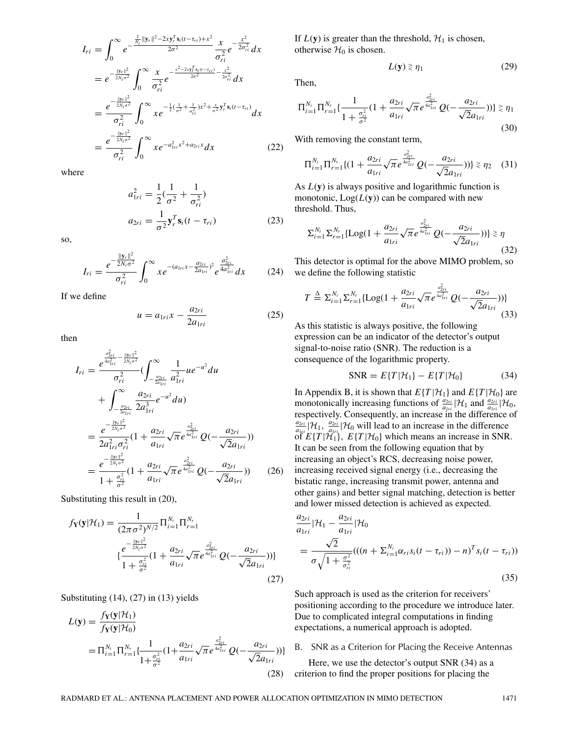$$
\begin{aligned}
I_{ri} &= \int_0^\infty e^{-\frac{\frac{1}{N_i}\|\mathbf{y}_r\|^2 - 2x\mathbf{y}_r^T\mathbf{s}_i(t-\tau_{ri}) + x^2}{2\sigma^2}} \frac{x}{\sigma_{ri}^2} e^{-\frac{x^2}{2\sigma_{ri}^2}} dx \\
&= e^{-\frac{\|\mathbf{y}_r\|^2}{2N_i\sigma^2}} \int_0^\infty \frac{x}{\sigma_{ri}^2} e^{-\frac{x^2 - 2x\mathbf{y}_r^T\mathbf{s}_i(t-\tau_{ri})}{2\sigma^2} - \frac{x^2}{2\sigma_{ri}^2}} dx \\
&= \frac{e^{-\frac{\|\mathbf{y}_r\|^2}{2N_i\sigma^2}}}{\sigma_{ri}^2} \int_0^\infty x e^{-\frac{1}{2}(\frac{1}{\sigma^2} + \frac{1}{\sigma_{ri}^2})x^2 + \frac{x}{\sigma^2}\mathbf{y}_r^T\mathbf{s}_i(t-\tau_{ri})} dx \\
&= \frac{e^{-\frac{\|\mathbf{y}_r\|^2}{2N_i\sigma^2}}}{\sigma_{ri}^2} \int_0^\infty x e^{-a_{1ri}^2 x^2 + a_{2ri}x} dx
\end{aligned} \tag{22}
$$

where

$$
\begin{aligned}
a_{1ri}^2 &= \frac{1}{2}(\frac{1}{\sigma^2} + \frac{1}{\sigma_{ri}^2}) \\
a_{2ri} &= \frac{1}{\sigma^2}\mathbf{y}_r^T\mathbf{s}_i(t-\tau_{ri})
\end{aligned} \tag{23}
$$

so,

$$
I_{ri} = \frac{e^{-\frac{\|\mathbf{y}_r\|^2}{2N_i\sigma^2}}}{\sigma_{ri}^2} \int_0^\infty x e^{-(a_{1ri}x - \frac{a_{2ri}}{2a_{1ri}})^2} e^{\frac{a_{2ri}^2}{4a_{1ri}^2}} dx \tag{24}
$$

If we define

$$
u = a_{1ri}x - \frac{a_{2ri}}{2a_{1ri}} \tag{25}
$$

then

$$
\begin{aligned}
I_{ri} &= \frac{e^{\frac{a_{2ri}^2}{4a_{1ri}^2} - \frac{\|\mathbf{y}_r\|^2}{2N_i\sigma^2}}}{\sigma_{ri}^2} \Big( \int_{-\frac{a_{2ri}}{2a_{1ri}}}^\infty \frac{1}{a_{1ri}^2} u e^{-u^2} du \\
&\quad + \int_{-\frac{a_{2ri}}{2a_{1ri}}}^\infty \frac{a_{2ri}}{2a_{1ri}^3} e^{-u^2} du \Big) \\
&= \frac{e^{-\frac{\|\mathbf{y}_r\|^2}{2N_i\sigma^2}}}{2a_{1ri}^2\sigma_{ri}^2} \Big(1 + \frac{a_{2ri}}{a_{1ri}}\sqrt{\pi} e^{\frac{a_{2ri}^2}{4a_{1ri}^2}} Q(-\frac{a_{2ri}}{\sqrt{2}a_{1ri}})\Big) \\
&= \frac{e^{-\frac{\|\mathbf{y}_r\|^2}{2N_i\sigma^2}}}{1 + \frac{\sigma_{ri}^2}{\sigma^2}} \Big(1 + \frac{a_{2ri}}{a_{1ri}}\sqrt{\pi} e^{\frac{a_{2ri}^2}{4a_{1ri}^2}} Q(-\frac{a_{2ri}}{\sqrt{2}a_{1ri}})\Big)
\end{aligned} \tag{26}
$$

Substituting this result in (20),

$$
\begin{aligned}
f_{\mathbf{Y}}(\mathbf{y}|\mathcal{H}_1) &= \frac{1}{(2\pi\sigma^2)^{N/2}} \Pi_{i=1}^{N_i} \Pi_{r=1}^{N_r} \\
&\quad \Big\{ \frac{e^{-\frac{\|\mathbf{y}_r\|^2}{2N_i\sigma^2}}}{1 + \frac{\sigma_{ri}^2}{\sigma^2}} \Big(1 + \frac{a_{2ri}}{a_{1ri}}\sqrt{\pi} e^{\frac{a_{2ri}^2}{4a_{1ri}^2}} Q(-\frac{a_{2ri}}{\sqrt{2}a_{1ri}})\Big)\Big\}
\end{aligned} \tag{27}
$$

Substituting (14), (27) in (13) yields

$$
\begin{aligned}
L(\mathbf{y}) &= \frac{f_{\mathbf{Y}}(\mathbf{y}|\mathcal{H}_1)}{f_{\mathbf{Y}}(\mathbf{y}|\mathcal{H}_0)} \\
&= \Pi_{i=1}^{N_i} \Pi_{r=1}^{N_r} \Big\{ \frac{1}{1 + \frac{\sigma_{ri}^2}{\sigma^2}} \Big(1 + \frac{a_{2ri}}{a_{1ri}}\sqrt{\pi} e^{\frac{a_{2ri}^2}{4a_{1ri}^2}} Q(-\frac{a_{2ri}}{\sqrt{2}a_{1ri}})\Big)\Big\}
\end{aligned} \tag{28}
$$

If $L(\mathbf{y})$ is greater than the threshold, $\mathcal{H}_1$ is chosen, otherwise $\mathcal{H}_0$ is chosen.

$$
L(\mathbf{y}) \gtrless \eta_1 \tag{29}
$$

Then,

$$
\Pi_{i=1}^{N_i} \Pi_{r=1}^{N_r} \Big\{ \frac{1}{1 + \frac{\sigma_{ri}^2}{\sigma^2}} \Big(1 + \frac{a_{2ri}}{a_{1ri}}\sqrt{\pi} e^{\frac{a_{2ri}^2}{4a_{1ri}^2}} Q(-\frac{a_{2ri}}{\sqrt{2}a_{1ri}})\Big)\Big\} \gtrless \eta_1 \tag{30}
$$

With removing the constant term,

$$
\Pi_{i=1}^{N_i} \Pi_{r=1}^{N_r} \Big\{ \Big(1 + \frac{a_{2ri}}{a_{1ri}}\sqrt{\pi} e^{\frac{a_{2ri}^2}{4a_{1ri}^2}} Q(-\frac{a_{2ri}}{\sqrt{2}a_{1ri}})\Big)\Big\} \gtrless \eta_2 \tag{31}
$$

As $L(\mathbf{y})$ is always positive and logarithmic function is monotonic, $\mathrm{Log}(L(\mathbf{y}))$ can be compared with new threshold. Thus,

$$
\Sigma_{i=1}^{N_i} \Sigma_{r=1}^{N_r} \Big\{ \mathrm{Log}\Big(1 + \frac{a_{2ri}}{a_{1ri}}\sqrt{\pi} e^{\frac{a_{2ri}^2}{4a_{1ri}^2}} Q(-\frac{a_{2ri}}{\sqrt{2}a_{1ri}})\Big)\Big\} \gtrless \eta \tag{32}
$$

This detector is optimal for the above MIMO problem, so we define the following statistic

$$
T \triangleq \Sigma_{i=1}^{N_i} \Sigma_{r=1}^{N_r} \Big\{ \mathrm{Log}\Big(1 + \frac{a_{2ri}}{a_{1ri}}\sqrt{\pi} e^{\frac{a_{2ri}^2}{4a_{1ri}^2}} Q(-\frac{a_{2ri}}{\sqrt{2}a_{1ri}})\Big)\Big\} \tag{33}
$$

As this statistic is always positive, the following expression can be an indicator of the detector's output signal-to-noise ratio (SNR). The reduction is a consequence of the logarithmic property.

$$
\mathrm{SNR} = E\{T|\mathcal{H}_1\} - E\{T|\mathcal{H}_0\} \tag{34}
$$

In Appendix B, it is shown that $E\{T|\mathcal{H}_1\}$ and $E\{T|\mathcal{H}_0\}$ are monotonically increasing functions of $\frac{a_{2ri}}{a_{1ri}}|\mathcal{H}_1$ and $\frac{a_{2ri}}{a_{1ri}}|\mathcal{H}_0$, respectively. Consequently, an increase in the difference of $\frac{a_{2ri}}{a_{1ri}}|\mathcal{H}_1$, $\frac{a_{2ri}}{a_{1ri}}|\mathcal{H}_0$ will lead to an increase in the difference of $E\{T|\mathcal{H}_1\}$, $E\{T|\mathcal{H}_0\}$ which means an increase in SNR. It can be seen from the following equation that by increasing an object's RCS, decreasing noise power, increasing received signal energy (i.e., decreasing the bistatic range, increasing transmit power, antenna and other gains) and better signal matching, detection is better and lower missed detection is achieved as expected.

$$
\begin{aligned}
&\frac{a_{2ri}}{a_{1ri}}|\mathcal{H}_1 - \frac{a_{2ri}}{a_{1ri}}|\mathcal{H}_0 \\
&= \frac{\sqrt{2}}{\sigma\sqrt{1 + \frac{\sigma^2}{\sigma_{ri}^2}}} (((n + \Sigma_{i=1}^{N_i}\alpha_{ri}s_i(t-\tau_{ri})) - n)^T s_i(t-\tau_{ri}))
\end{aligned} \tag{35}
$$

Such approach is used as the criterion for receivers' positioning according to the procedure we introduce later. Due to complicated integral computations in finding expectations, a numerical approach is adopted.

## B. SNR as a Criterion for Placing the Receive Antennas

Here, we use the detector's output SNR (34) as a criterion to find the proper positions for placing the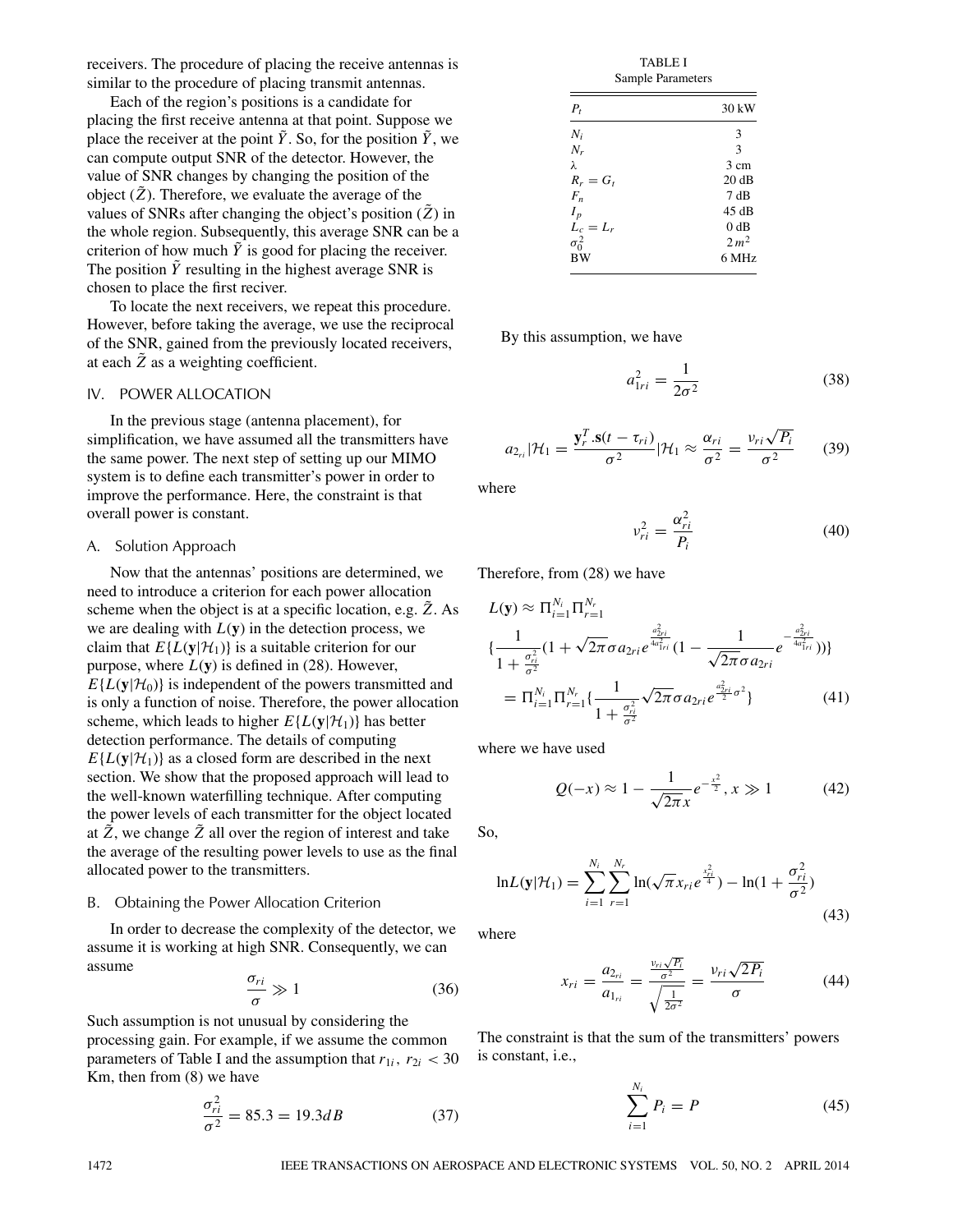receivers. The procedure of placing the receive antennas is similar to the procedure of placing transmit antennas.

Each of the region's positions is a candidate for placing the first receive antenna at that point. Suppose we place the receiver at the point $\tilde{Y}$. So, for the position $\tilde{Y}$, we can compute output SNR of the detector. However, the value of SNR changes by changing the position of the object ($\tilde{Z}$). Therefore, we evaluate the average of the values of SNRs after changing the object's position ($\tilde{Z}$) in the whole region. Subsequently, this average SNR can be a criterion of how much $\tilde{Y}$ is good for placing the receiver. The position $\tilde{Y}$ resulting in the highest average SNR is chosen to place the first reciver.

To locate the next receivers, we repeat this procedure. However, before taking the average, we use the reciprocal of the SNR, gained from the previously located receivers, at each $\tilde{Z}$ as a weighting coefficient.

## IV. POWER ALLOCATION

In the previous stage (antenna placement), for simplification, we have assumed all the transmitters have the same power. The next step of setting up our MIMO system is to define each transmitter's power in order to improve the performance. Here, the constraint is that overall power is constant.

### A. Solution Approach

Now that the antennas' positions are determined, we need to introduce a criterion for each power allocation scheme when the object is at a specific location, e.g. $\tilde{Z}$. As we are dealing with $L(\mathbf{y})$ in the detection process, we claim that $E\{L(\mathbf{y}|\mathcal{H}_1)\}$ is a suitable criterion for our purpose, where $L(\mathbf{y})$ is defined in (28). However, $E\{L(\mathbf{y}|\mathcal{H}_0)\}$ is independent of the powers transmitted and is only a function of noise. Therefore, the power allocation scheme, which leads to higher $E\{L(\mathbf{y}|\mathcal{H}_1)\}$ has better detection performance. The details of computing $E\{L(\mathbf{y}|\mathcal{H}_1)\}$ as a closed form are described in the next section. We show that the proposed approach will lead to the well-known waterfilling technique. After computing the power levels of each transmitter for the object located at $\tilde{Z}$, we change $\tilde{Z}$ all over the region of interest and take the average of the resulting power levels to use as the final allocated power to the transmitters.

### B. Obtaining the Power Allocation Criterion

In order to decrease the complexity of the detector, we assume it is working at high SNR. Consequently, we can assume

$$\frac{\sigma_{ri}}{\sigma} \gg 1 \tag{36}$$

Such assumption is not unusual by considering the processing gain. For example, if we assume the common parameters of Table I and the assumption that $r_{1i}$, $r_{2i} < 30$ Km, then from (8) we have

$$\frac{\sigma_{ri}^2}{\sigma^2} = 85.3 = 19.3dB \tag{37}$$

TABLE I
Sample Parameters

| $P_t$ | 30 kW |
|---|---|
| $N_i$ | 3 |
| $N_r$ | 3 |
| $\lambda$ | 3 cm |
| $R_r = G_t$ | 20 dB |
| $F_n$ | 7 dB |
| $I_p$ | 45 dB |
| $L_c = L_r$ | 0 dB |
| $\sigma_0^2$ | $2\,m^2$ |
| BW | 6 MHz |

By this assumption, we have

$$a_{1ri}^2 = \frac{1}{2\sigma^2} \tag{38}$$

$$a_{2_{ri}}|\mathcal{H}_1 = \frac{\mathbf{y}_r^T.\mathbf{s}(t-\tau_{ri})}{\sigma^2}|\mathcal{H}_1 \approx \frac{\alpha_{ri}}{\sigma^2} = \frac{\nu_{ri}\sqrt{P_i}}{\sigma^2} \tag{39}$$

where

$$\nu_{ri}^2 = \frac{\alpha_{ri}^2}{P_i} \tag{40}$$

Therefore, from (28) we have

$$\begin{aligned}
L(\mathbf{y}) &\approx \Pi_{i=1}^{N_i}\Pi_{r=1}^{N_r} \\
&\{\frac{1}{1+\frac{\sigma_{ri}^2}{\sigma^2}}(1+\sqrt{2\pi}\sigma a_{2ri} e^{\frac{a_{2ri}^2}{4a_{1ri}^2}}(1-\frac{1}{\sqrt{2\pi}\sigma a_{2ri}}e^{-\frac{a_{2ri}^2}{4a_{1ri}^2}}))\} \\
&= \Pi_{i=1}^{N_i}\Pi_{r=1}^{N_r}\{\frac{1}{1+\frac{\sigma_{ri}^2}{\sigma^2}}\sqrt{2\pi}\sigma a_{2ri} e^{\frac{a_{2ri}^2}{2}\sigma^2}\}
\end{aligned} \tag{41}$$

where we have used

$$Q(-x) \approx 1 - \frac{1}{\sqrt{2\pi}x}e^{-\frac{x^2}{2}}, x \gg 1 \tag{42}$$

So,

$$\ln L(\mathbf{y}|\mathcal{H}_1) = \sum_{i=1}^{N_i}\sum_{r=1}^{N_r} \ln(\sqrt{\pi}x_{ri}e^{\frac{x_{ri}^2}{4}}) - \ln(1+\frac{\sigma_{ri}^2}{\sigma^2}) \tag{43}$$

where

$$x_{ri} = \frac{a_{2_{ri}}}{a_{1_{ri}}} = \frac{\frac{\nu_{ri}\sqrt{P_i}}{\sigma^2}}{\sqrt{\frac{1}{2\sigma^2}}} = \frac{\nu_{ri}\sqrt{2P_i}}{\sigma} \tag{44}$$

The constraint is that the sum of the transmitters' powers is constant, i.e.,

$$\sum_{i=1}^{N_i} P_i = P \tag{45}$$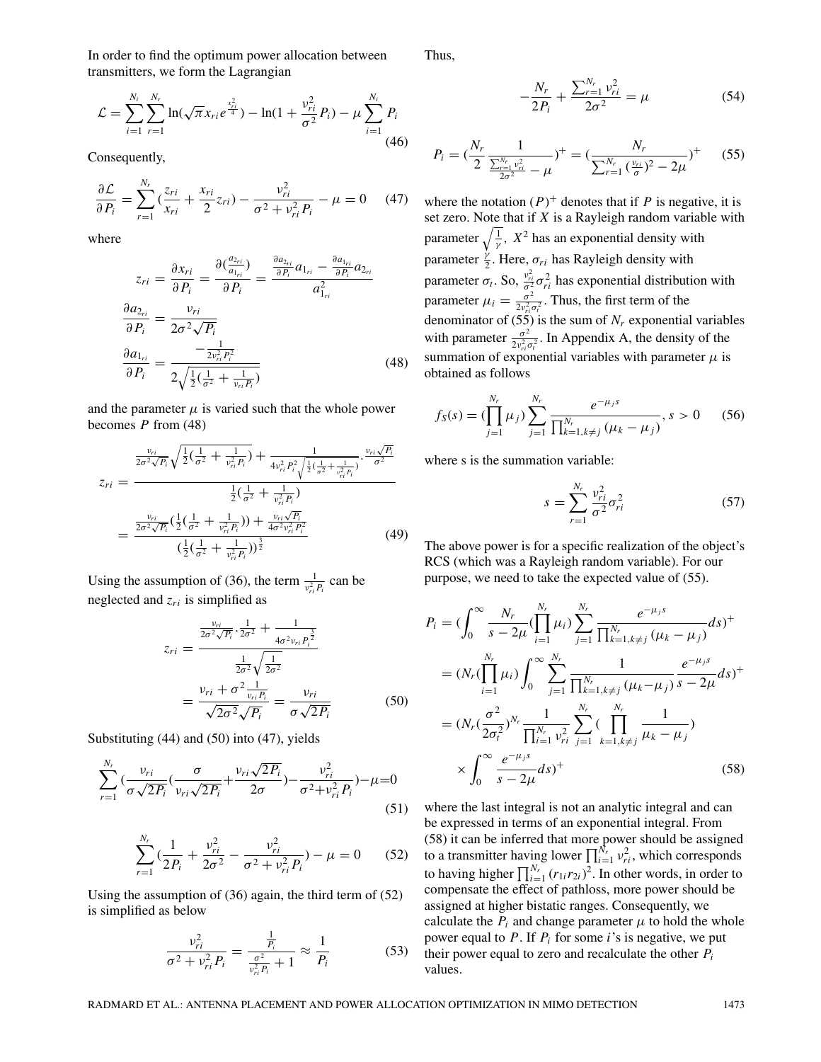In order to find the optimum power allocation between transmitters, we form the Lagrangian

$$\mathcal{L} = \sum_{i=1}^{N_t}\sum_{r=1}^{N_r} \ln(\sqrt{\pi} x_{ri} e^{\frac{x_{ri}^2}{4}}) - \ln(1 + \frac{\nu_{ri}^2}{\sigma^2} P_i) - \mu \sum_{i=1}^{N_t} P_i \quad (46)$$

Consequently,

$$\frac{\partial \mathcal{L}}{\partial P_i} = \sum_{r=1}^{N_r} (\frac{z_{ri}}{x_{ri}} + \frac{x_{ri}}{2} z_{ri}) - \frac{\nu_{ri}^2}{\sigma^2 + \nu_{ri}^2 P_i} - \mu = 0 \quad (47)$$

where

$$\begin{aligned} z_{ri} &= \frac{\partial x_{ri}}{\partial P_i} = \frac{\partial(\frac{a_{2_{ri}}}{a_{1_{ri}}})}{\partial P_i} = \frac{\frac{\partial a_{2_{ri}}}{\partial P_i} a_{1_{ri}} - \frac{\partial a_{1_{ri}}}{\partial P_i} a_{2_{ri}}}{a_{1_{ri}}^2} \\ \frac{\partial a_{2_{ri}}}{\partial P_i} &= \frac{\nu_{ri}}{2\sigma^2\sqrt{P_i}} \\ \frac{\partial a_{1_{ri}}}{\partial P_i} &= \frac{-\frac{1}{2\nu_{ri}^2 P_i^2}}{2\sqrt{\frac{1}{2}(\frac{1}{\sigma^2} + \frac{1}{\nu_{ri} P_i})}} \end{aligned} \quad (48)$$

and the parameter $\mu$ is varied such that the whole power becomes $P$ from (48)

$$\begin{aligned} z_{ri} &= \frac{\frac{\nu_{ri}}{2\sigma^2\sqrt{P_i}}\sqrt{\frac{1}{2}(\frac{1}{\sigma^2} + \frac{1}{\nu_{ri}^2 P_i})} + \frac{1}{4\nu_{ri}^2 P_i^2 \sqrt{\frac{1}{2}(\frac{1}{\sigma^2} + \frac{1}{\nu_{ri}^2 P_i})}} \cdot \frac{\nu_{ri}\sqrt{P_i}}{\sigma^2}}{\frac{1}{2}(\frac{1}{\sigma^2} + \frac{1}{\nu_{ri}^2 P_i})} \\ &= \frac{\frac{\nu_{ri}}{2\sigma^2\sqrt{P_i}}(\frac{1}{2}(\frac{1}{\sigma^2} + \frac{1}{\nu_{ri}^2 P_i})) + \frac{\nu_{ri}\sqrt{P_i}}{4\sigma^2 \nu_{ri}^2 P_i^2}}{(\frac{1}{2}(\frac{1}{\sigma^2} + \frac{1}{\nu_{ri}^2 P_i}))^{\frac{3}{2}}} \end{aligned} \quad (49)$$

Using the assumption of (36), the term $\frac{1}{\nu_{ri}^2 P_i}$ can be neglected and $z_{ri}$ is simplified as

$$\begin{aligned} z_{ri} &= \frac{\frac{\nu_{ri}}{2\sigma^2\sqrt{P_i}} \cdot \frac{1}{2\sigma^2} + \frac{1}{4\sigma^2 \nu_{ri} P_i^{\frac{3}{2}}}}{\frac{1}{2\sigma^2}\sqrt{\frac{1}{2\sigma^2}}} \\ &= \frac{\nu_{ri} + \sigma^2 \frac{1}{\nu_{ri} P_i}}{\sqrt{2\sigma^2}\sqrt{P_i}} = \frac{\nu_{ri}}{\sigma\sqrt{2P_i}} \end{aligned} \quad (50)$$

Substituting (44) and (50) into (47), yields

$$\sum_{r=1}^{N_r} (\frac{\nu_{ri}}{\sigma\sqrt{2P_i}}(\frac{\sigma}{\nu_{ri}\sqrt{2P_i}} + \frac{\nu_{ri}\sqrt{2P_i}}{2\sigma}) - \frac{\nu_{ri}^2}{\sigma^2 + \nu_{ri}^2 P_i}) - \mu = 0 \quad (51)$$

$$\sum_{r=1}^{N_r} (\frac{1}{2P_i} + \frac{\nu_{ri}^2}{2\sigma^2} - \frac{\nu_{ri}^2}{\sigma^2 + \nu_{ri}^2 P_i}) - \mu = 0 \quad (52)$$

Using the assumption of (36) again, the third term of (52) is simplified as below

$$\frac{\nu_{ri}^2}{\sigma^2 + \nu_{ri}^2 P_i} = \frac{\frac{1}{P_i}}{\frac{\sigma^2}{\nu_{ri}^2 P_i} + 1} \approx \frac{1}{P_i} \quad (53)$$

Thus,

$$-\frac{N_r}{2P_i} + \frac{\sum_{r=1}^{N_r} \nu_{ri}^2}{2\sigma^2} = \mu \quad (54)$$

$$P_i = (\frac{N_r}{2} \frac{1}{\frac{\sum_{r=1}^{N_r} \nu_{ri}^2}{2\sigma^2} - \mu})^+ = (\frac{N_r}{\sum_{r=1}^{N_r} (\frac{\nu_{ri}}{\sigma})^2 - 2\mu})^+ \quad (55)$$

where the notation $(P)^+$ denotes that if $P$ is negative, it is set zero. Note that if $X$ is a Rayleigh random variable with parameter $\sqrt{\frac{1}{\gamma}}$, $X^2$ has an exponential density with parameter $\frac{\gamma}{2}$. Here, $\sigma_{ri}$ has Rayleigh density with parameter $\sigma_t$. So, $\frac{\nu_{ri}^2}{\sigma^2}\sigma_{ri}^2$ has exponential distribution with parameter $\mu_i = \frac{\sigma^2}{2\nu_{ri}^2\sigma_t^2}$. Thus, the first term of the denominator of (55) is the sum of $N_r$ exponential variables with parameter $\frac{\sigma^2}{2\nu_{ri}^2\sigma_t^2}$. In Appendix A, the density of the summation of exponential variables with parameter $\mu$ is obtained as follows

$$f_S(s) = (\prod_{j=1}^{N_r} \mu_j) \sum_{j=1}^{N_r} \frac{e^{-\mu_j s}}{\prod_{k=1, k\neq j}^{N_r} (\mu_k - \mu_j)}, \; s > 0 \quad (56)$$

where s is the summation variable:

$$s = \sum_{r=1}^{N_r} \frac{\nu_{ri}^2}{\sigma^2} \sigma_{ri}^2 \quad (57)$$

The above power is for a specific realization of the object's RCS (which was a Rayleigh random variable). For our purpose, we need to take the expected value of (55).

$$\begin{aligned} P_i &= (\int_0^\infty \frac{N_r}{s - 2\mu} (\prod_{i=1}^{N_r} \mu_i) \sum_{j=1}^{N_r} \frac{e^{-\mu_j s}}{\prod_{k=1, k\neq j}^{N_r} (\mu_k - \mu_j)} ds)^+ \\ &= (N_r (\prod_{i=1}^{N_r} \mu_i) \int_0^\infty \sum_{j=1}^{N_r} \frac{1}{\prod_{k=1, k\neq j}^{N_r} (\mu_k - \mu_j)} \frac{e^{-\mu_j s}}{s - 2\mu} ds)^+ \\ &= (N_r (\frac{\sigma^2}{2\sigma_t^2})^{N_r} \frac{1}{\prod_{i=1}^{N_r} \nu_{ri}^2} \sum_{j=1}^{N_r} (\prod_{k=1, k\neq j}^{N_r} \frac{1}{\mu_k - \mu_j}) \\ &\quad \times \int_0^\infty \frac{e^{-\mu_j s}}{s - 2\mu} ds)^+ \end{aligned} \quad (58)$$

where the last integral is not an analytic integral and can be expressed in terms of an exponential integral. From (58) it can be inferred that more power should be assigned to a transmitter having lower $\prod_{i=1}^{N_r} \nu_{ri}^2$, which corresponds to having higher $\prod_{i=1}^{N_r} (r_{1i} r_{2i})^2$. In other words, in order to compensate the effect of pathloss, more power should be assigned at higher bistatic ranges. Consequently, we calculate the $P_i$ and change parameter $\mu$ to hold the whole power equal to $P$. If $P_i$ for some $i$'s is negative, we put their power equal to zero and recalculate the other $P_i$ values.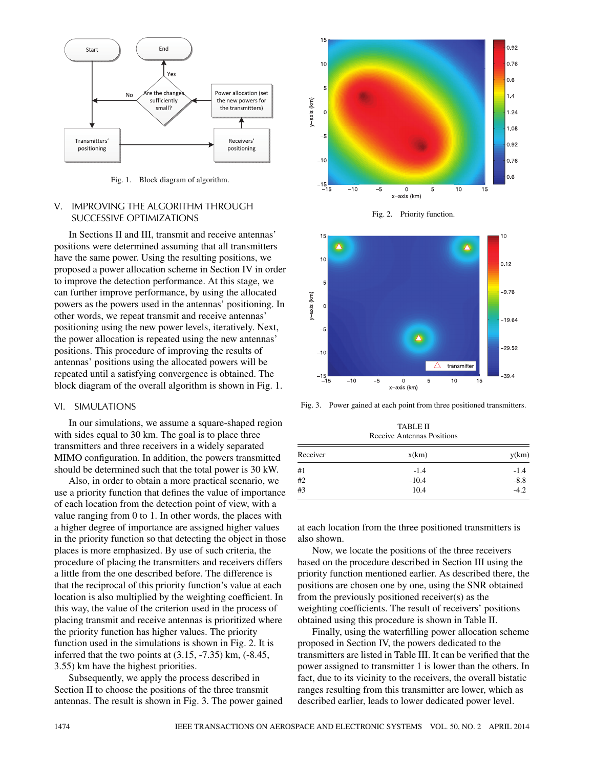Fig. 1. Block diagram of algorithm.

## V. IMPROVING THE ALGORITHM THROUGH SUCCESSIVE OPTIMIZATIONS

In Sections II and III, transmit and receive antennas' positions were determined assuming that all transmitters have the same power. Using the resulting positions, we proposed a power allocation scheme in Section IV in order to improve the detection performance. At this stage, we can further improve performance, by using the allocated powers as the powers used in the antennas' positioning. In other words, we repeat transmit and receive antennas' positioning using the new power levels, iteratively. Next, the power allocation is repeated using the new antennas' positions. This procedure of improving the results of antennas' positions using the allocated powers will be repeated until a satisfying convergence is obtained. The block diagram of the overall algorithm is shown in Fig. 1.

## VI. SIMULATIONS

In our simulations, we assume a square-shaped region with sides equal to 30 km. The goal is to place three transmitters and three receivers in a widely separated MIMO configuration. In addition, the powers transmitted should be determined such that the total power is 30 kW.

Also, in order to obtain a more practical scenario, we use a priority function that defines the value of importance of each location from the detection point of view, with a value ranging from 0 to 1. In other words, the places with a higher degree of importance are assigned higher values in the priority function so that detecting the object in those places is more emphasized. By use of such criteria, the procedure of placing the transmitters and receivers differs a little from the one described before. The difference is that the reciprocal of this priority function's value at each location is also multiplied by the weighting coefficient. In this way, the value of the criterion used in the process of placing transmit and receive antennas is prioritized where the priority function has higher values. The priority function used in the simulations is shown in Fig. 2. It is inferred that the two points at (3.15, -7.35) km, (-8.45, 3.55) km have the highest priorities.

Subsequently, we apply the process described in Section II to choose the positions of the three transmit antennas. The result is shown in Fig. 3. The power gained at each location from the three positioned transmitters is also shown.

Fig. 2. Priority function.

Fig. 3. Power gained at each point from three positioned transmitters.

TABLE II
Receive Antennas Positions

| Receiver | x(km) | y(km) |
|---|---|---|
| #1 | -1.4 | -1.4 |
| #2 | -10.4 | -8.8 |
| #3 | 10.4 | -4.2 |

Now, we locate the positions of the three receivers based on the procedure described in Section III using the priority function mentioned earlier. As described there, the positions are chosen one by one, using the SNR obtained from the previously positioned receiver(s) as the weighting coefficients. The result of receivers' positions obtained using this procedure is shown in Table II.

Finally, using the waterfilling power allocation scheme proposed in Section IV, the powers dedicated to the transmitters are listed in Table III. It can be verified that the power assigned to transmitter 1 is lower than the others. In fact, due to its vicinity to the receivers, the overall bistatic ranges resulting from this transmitter are lower, which as described earlier, leads to lower dedicated power level.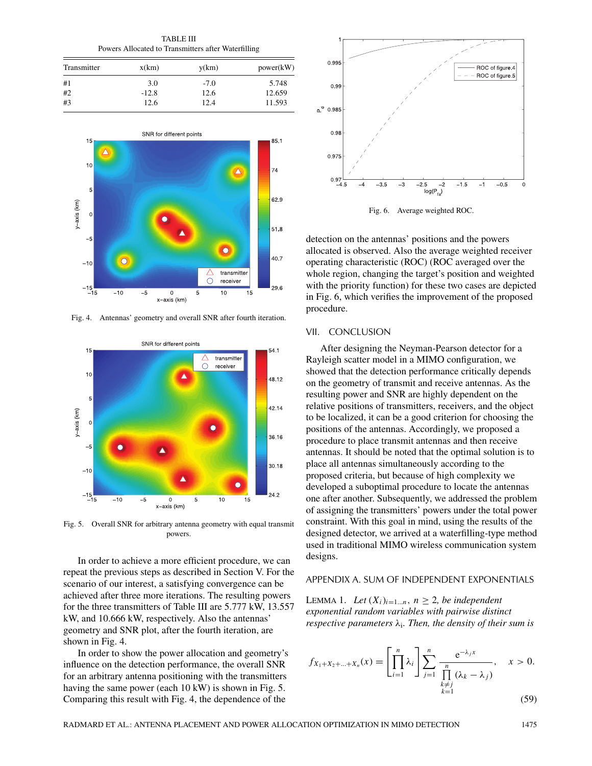TABLE III
Powers Allocated to Transmitters after Waterfilling

| Transmitter | x(km) | y(km) | power(kW) |
|---|---|---|---|
| #1 | 3.0 | -7.0 | 5.748 |
| #2 | -12.8 | 12.6 | 12.659 |
| #3 | 12.6 | 12.4 | 11.593 |

Fig. 4. Antennas' geometry and overall SNR after fourth iteration.

Fig. 5. Overall SNR for arbitrary antenna geometry with equal transmit powers.

In order to achieve a more efficient procedure, we can repeat the previous steps as described in Section V. For the scenario of our interest, a satisfying convergence can be achieved after three more iterations. The resulting powers for the three transmitters of Table III are 5.777 kW, 13.557 kW, and 10.666 kW, respectively. Also the antennas' geometry and SNR plot, after the fourth iteration, are shown in Fig. 4.

In order to show the power allocation and geometry's influence on the detection performance, the overall SNR for an arbitrary antenna positioning with the transmitters having the same power (each 10 kW) is shown in Fig. 5. Comparing this result with Fig. 4, the dependence of the detection on the antennas' positions and the powers allocated is observed. Also the average weighted receiver operating characteristic (ROC) (ROC averaged over the whole region, changing the target's position and weighted with the priority function) for these two cases are depicted in Fig. 6, which verifies the improvement of the proposed procedure.

Fig. 6. Average weighted ROC.

## VII. CONCLUSION

After designing the Neyman-Pearson detector for a Rayleigh scatter model in a MIMO configuration, we showed that the detection performance critically depends on the geometry of transmit and receive antennas. As the resulting power and SNR are highly dependent on the relative positions of transmitters, receivers, and the object to be localized, it can be a good criterion for choosing the positions of the antennas. Accordingly, we proposed a procedure to place transmit antennas and then receive antennas. It should be noted that the optimal solution is to place all antennas simultaneously according to the proposed criteria, but because of high complexity we developed a suboptimal procedure to locate the antennas one after another. Subsequently, we addressed the problem of assigning the transmitters' powers under the total power constraint. With this goal in mind, using the results of the designed detector, we arrived at a waterfilling-type method used in traditional MIMO wireless communication system designs.

## APPENDIX A. SUM OF INDEPENDENT EXPONENTIALS

Lemma 1. *Let $(X_i)_{i=1\ldots n}$, $n \geq 2$, be independent exponential random variables with pairwise distinct respective parameters $\lambda_i$. Then, the density of their sum is*

$$f_{X_1+X_2+\ldots+X_n}(x) = \left[\prod_{i=1}^{n} \lambda_i\right] \sum_{j=1}^{n} \frac{e^{-\lambda_j x}}{\prod_{\substack{k\neq j\\k=1}}^{n} (\lambda_k - \lambda_j)}, \quad x > 0. \tag{59}$$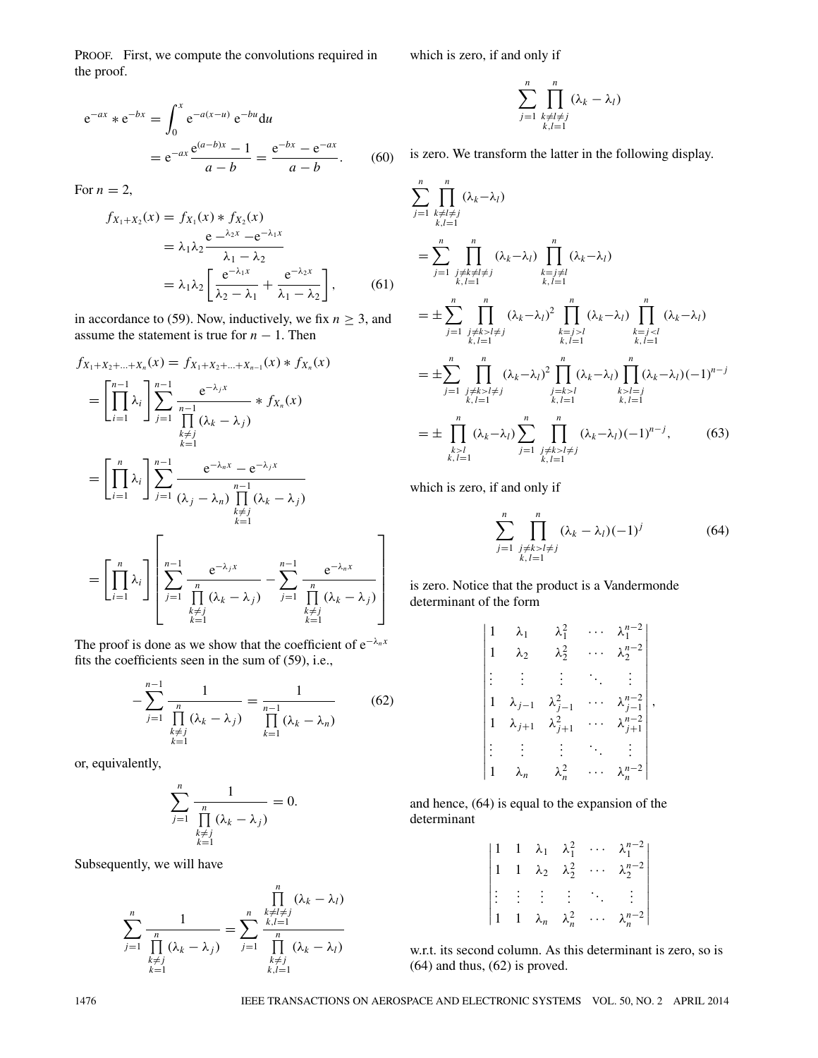PROOF. First, we compute the convolutions required in the proof.

$$\mathrm{e}^{-ax} * \mathrm{e}^{-bx} = \int_0^x \mathrm{e}^{-a(x-u)}\,\mathrm{e}^{-bu}\mathrm{d}u = \mathrm{e}^{-ax}\frac{\mathrm{e}^{(a-b)x}-1}{a-b} = \frac{\mathrm{e}^{-bx}-\mathrm{e}^{-ax}}{a-b}. \tag{60}$$

For $n = 2$,

$$\begin{aligned} f_{X_1+X_2}(x) &= f_{X_1}(x) * f_{X_2}(x) \\ &= \lambda_1\lambda_2 \frac{\mathrm{e}^{-\lambda_2 x} - \mathrm{e}^{-\lambda_1 x}}{\lambda_1 - \lambda_2} \\ &= \lambda_1\lambda_2\left[\frac{\mathrm{e}^{-\lambda_1 x}}{\lambda_2-\lambda_1} + \frac{\mathrm{e}^{-\lambda_2 x}}{\lambda_1-\lambda_2}\right], \end{aligned} \tag{61}$$

in accordance to (59). Now, inductively, we fix $n \geq 3$, and assume the statement is true for $n-1$. Then

$$\begin{aligned} f_{X_1+X_2+\ldots+X_n}(x) &= f_{X_1+X_2+\ldots+X_{n-1}}(x) * f_{X_n}(x) \\ &= \left[\prod_{i=1}^{n-1}\lambda_i\right]\sum_{j=1}^{n-1}\frac{\mathrm{e}^{-\lambda_j x}}{\prod\limits_{\substack{k\neq j\\k=1}}^{n-1}(\lambda_k-\lambda_j)} * f_{X_n}(x) \\ &= \left[\prod_{i=1}^{n}\lambda_i\right]\sum_{j=1}^{n-1}\frac{\mathrm{e}^{-\lambda_n x}-\mathrm{e}^{-\lambda_j x}}{(\lambda_j-\lambda_n)\prod\limits_{\substack{k\neq j\\k=1}}^{n-1}(\lambda_k-\lambda_j)} \\ &= \left[\prod_{i=1}^{n}\lambda_i\right]\left[\sum_{j=1}^{n-1}\frac{\mathrm{e}^{-\lambda_j x}}{\prod\limits_{\substack{k\neq j\\k=1}}^{n}(\lambda_k-\lambda_j)} - \sum_{j=1}^{n-1}\frac{\mathrm{e}^{-\lambda_n x}}{\prod\limits_{\substack{k\neq j\\k=1}}^{n}(\lambda_k-\lambda_j)}\right] \end{aligned}$$

The proof is done as we show that the coefficient of $\mathrm{e}^{-\lambda_n x}$ fits the coefficients seen in the sum of (59), i.e.,

$$-\sum_{j=1}^{n-1}\frac{1}{\prod\limits_{\substack{k\neq j\\k=1}}^{n}(\lambda_k-\lambda_j)} = \frac{1}{\prod\limits_{k=1}^{n-1}(\lambda_k-\lambda_n)} \tag{62}$$

or, equivalently,

$$\sum_{j=1}^{n}\frac{1}{\prod\limits_{\substack{k\neq j\\k=1}}^{n}(\lambda_k-\lambda_j)} = 0.$$

Subsequently, we will have

$$\sum_{j=1}^{n}\frac{1}{\prod\limits_{\substack{k\neq j\\k=1}}^{n}(\lambda_k-\lambda_j)} = \sum_{j=1}^{n}\frac{\prod\limits_{\substack{k\neq l\neq j\\k,l=1}}^{n}(\lambda_k-\lambda_l)}{\prod\limits_{\substack{k\neq j\\k,l=1}}^{n}(\lambda_k-\lambda_l)}$$

which is zero, if and only if

$$\sum_{j=1}^{n}\prod_{\substack{k\neq l\neq j\\k,l=1}}^{n}(\lambda_k-\lambda_l)$$

is zero. We transform the latter in the following display.

$$\begin{aligned} &\sum_{j=1}^{n}\prod_{\substack{k\neq l\neq j\\k,l=1}}^{n}(\lambda_k-\lambda_l) \\ &= \sum_{j=1}^{n}\prod_{\substack{j\neq k\neq l\neq j\\k,l=1}}^{n}(\lambda_k-\lambda_l)\prod_{\substack{k=j\neq l\\k,l=1}}^{n}(\lambda_k-\lambda_l) \\ &= \pm\sum_{j=1}^{n}\prod_{\substack{j\neq k>l\neq j\\k,l=1}}^{n}(\lambda_k-\lambda_l)^2\prod_{\substack{k=j>l\\k,l=1}}^{n}(\lambda_k-\lambda_l)\prod_{\substack{k=j<l\\k,l=1}}^{n}(\lambda_k-\lambda_l) \\ &= \pm\sum_{j=1}^{n}\prod_{\substack{j\neq k>l\neq j\\k,l=1}}^{n}(\lambda_k-\lambda_l)^2\prod_{\substack{j=k>l\\k,l=1}}^{n}(\lambda_k-\lambda_l)\prod_{\substack{k>l=j\\k,l=1}}^{n}(\lambda_k-\lambda_l)(-1)^{n-j} \\ &= \pm\prod_{\substack{k>l\\k,l=1}}^{n}(\lambda_k-\lambda_l)\sum_{j=1}^{n}\prod_{\substack{j\neq k>l\neq j\\k,l=1}}^{n}(\lambda_k-\lambda_l)(-1)^{n-j}, \end{aligned} \tag{63}$$

which is zero, if and only if

$$\sum_{j=1}^{n}\prod_{\substack{j\neq k>l\neq j\\k,l=1}}^{n}(\lambda_k-\lambda_l)(-1)^j \tag{64}$$

is zero. Notice that the product is a Vandermonde determinant of the form

$$\begin{vmatrix} 1 & \lambda_1 & \lambda_1^2 & \cdots & \lambda_1^{n-2} \\ 1 & \lambda_2 & \lambda_2^2 & \cdots & \lambda_2^{n-2} \\ \vdots & \vdots & \vdots & \ddots & \vdots \\ 1 & \lambda_{j-1} & \lambda_{j-1}^2 & \cdots & \lambda_{j-1}^{n-2} \\ 1 & \lambda_{j+1} & \lambda_{j+1}^2 & \cdots & \lambda_{j+1}^{n-2} \\ \vdots & \vdots & \vdots & \ddots & \vdots \\ 1 & \lambda_n & \lambda_n^2 & \cdots & \lambda_n^{n-2} \end{vmatrix},$$

and hence, (64) is equal to the expansion of the determinant

$$\begin{vmatrix} 1 & 1 & \lambda_1 & \lambda_1^2 & \cdots & \lambda_1^{n-2} \\ 1 & 1 & \lambda_2 & \lambda_2^2 & \cdots & \lambda_2^{n-2} \\ \vdots & \vdots & \vdots & \vdots & \ddots & \vdots \\ 1 & 1 & \lambda_n & \lambda_n^2 & \cdots & \lambda_n^{n-2} \end{vmatrix}$$

w.r.t. its second column. As this determinant is zero, so is (64) and thus, (62) is proved.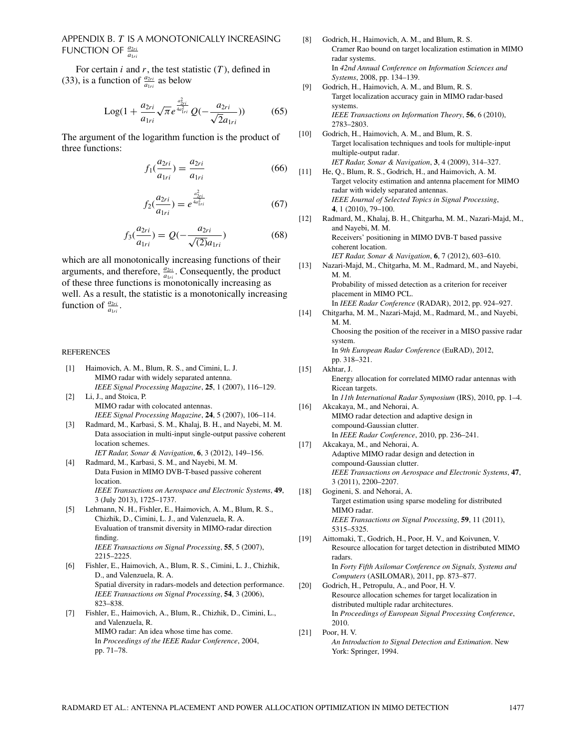## APPENDIX B. $T$ IS A MONOTONICALLY INCREASING FUNCTION OF $\frac{a_{2ri}}{a_{1ri}}$

For certain $i$ and $r$, the test statistic ($T$), defined in (33), is a function of $\frac{a_{2ri}}{a_{1ri}}$ as below

$$\text{Log}(1 + \frac{a_{2ri}}{a_{1ri}}\sqrt{\pi}e^{\frac{a_{2ri}^2}{4a_{1ri}^2}}Q(-\frac{a_{2ri}}{\sqrt{2}a_{1ri}})) \tag{65}$$

The argument of the logarithm function is the product of three functions:

$$f_1(\frac{a_{2ri}}{a_{1ri}}) = \frac{a_{2ri}}{a_{1ri}} \tag{66}$$

$$f_2(\frac{a_{2ri}}{a_{1ri}}) = e^{\frac{a_{2ri}^2}{4a_{1ri}^2}} \tag{67}$$

$$f_3(\frac{a_{2ri}}{a_{1ri}}) = Q(-\frac{a_{2ri}}{\sqrt{(2)}a_{1ri}}) \tag{68}$$

which are all monotonically increasing functions of their arguments, and therefore, $\frac{a_{2ri}}{a_{1ri}}$. Consequently, the product of these three functions is monotonically increasing as well. As a result, the statistic is a monotonically increasing function of $\frac{a_{2ri}}{a_{1ri}}$.

## REFERENCES

[1] Haimovich, A. M., Blum, R. S., and Cimini, L. J. MIMO radar with widely separated antenna. *IEEE Signal Processing Magazine*, **25**, 1 (2007), 116–129.

[2] Li, J., and Stoica, P. MIMO radar with colocated antennas. *IEEE Signal Processing Magazine*, **24**, 5 (2007), 106–114.

[3] Radmard, M., Karbasi, S. M., Khalaj, B. H., and Nayebi, M. M. Data association in multi-input single-output passive coherent location schemes. *IET Radar, Sonar & Navigation*, **6**, 3 (2012), 149–156.

[4] Radmard, M., Karbasi, S. M., and Nayebi, M. M. Data Fusion in MIMO DVB-T-based passive coherent location. *IEEE Transactions on Aerospace and Electronic Systems*, **49**, 3 (July 2013), 1725–1737.

[5] Lehmann, N. H., Fishler, E., Haimovich, A. M., Blum, R. S., Chizhik, D., Cimini, L. J., and Valenzuela, R. A. Evaluation of transmit diversity in MIMO-radar direction finding. *IEEE Transactions on Signal Processing*, **55**, 5 (2007), 2215–2225.

[6] Fishler, E., Haimovich, A., Blum, R. S., Cimini, L. J., Chizhik, D., and Valenzuela, R. A. Spatial diversity in radars-models and detection performance. *IEEE Transactions on Signal Processing*, **54**, 3 (2006), 823–838.

[7] Fishler, E., Haimovich, A., Blum, R., Chizhik, D., Cimini, L., and Valenzuela, R. MIMO radar: An idea whose time has come. In *Proceedings of the IEEE Radar Conference*, 2004, pp. 71–78.

[8] Godrich, H., Haimovich, A. M., and Blum, R. S. Cramer Rao bound on target localization estimation in MIMO radar systems. In *42nd Annual Conference on Information Sciences and Systems*, 2008, pp. 134–139.

[9] Godrich, H., Haimovich, A. M., and Blum, R. S. Target localization accuracy gain in MIMO radar-based systems. *IEEE Transactions on Information Theory*, **56**, 6 (2010), 2783–2803.

[10] Godrich, H., Haimovich, A. M., and Blum, R. S. Target localisation techniques and tools for multiple-input multiple-output radar. *IET Radar, Sonar & Navigation*, **3**, 4 (2009), 314–327.

[11] He, Q., Blum, R. S., Godrich, H., and Haimovich, A. M. Target velocity estimation and antenna placement for MIMO radar with widely separated antennas. *IEEE Journal of Selected Topics in Signal Processing*, **4**, 1 (2010), 79–100.

[12] Radmard, M., Khalaj, B. H., Chitgarha, M. M., Nazari-Majd, M., and Nayebi, M. M. Receivers' positioning in MIMO DVB-T based passive coherent location. *IET Radar, Sonar & Navigation*, **6**, 7 (2012), 603–610.

[13] Nazari-Majd, M., Chitgarha, M. M., Radmard, M., and Nayebi, M. M. Probability of missed detection as a criterion for receiver placement in MIMO PCL. In *IEEE Radar Conference* (RADAR), 2012, pp. 924–927.

[14] Chitgarha, M. M., Nazari-Majd, M., Radmard, M., and Nayebi, M. M. Choosing the position of the receiver in a MISO passive radar system. In *9th European Radar Conference* (EuRAD), 2012, pp. 318–321.

[15] Akhtar, J. Energy allocation for correlated MIMO radar antennas with Ricean targets. In *11th International Radar Symposium* (IRS), 2010, pp. 1–4.

[16] Akcakaya, M., and Nehorai, A. MIMO radar detection and adaptive design in compound-Gaussian clutter. In *IEEE Radar Conference*, 2010, pp. 236–241.

[17] Akcakaya, M., and Nehorai, A. Adaptive MIMO radar design and detection in compound-Gaussian clutter. *IEEE Transactions on Aerospace and Electronic Systems*, **47**, 3 (2011), 2200–2207.

[18] Gogineni, S. and Nehorai, A. Target estimation using sparse modeling for distributed MIMO radar. *IEEE Transactions on Signal Processing*, **59**, 11 (2011), 5315–5325.

[19] Aittomaki, T., Godrich, H., Poor, H. V., and Koivunen, V. Resource allocation for target detection in distributed MIMO radars. In *Forty Fifth Asilomar Conference on Signals, Systems and Computers* (ASILOMAR), 2011, pp. 873–877.

[20] Godrich, H., Petropulu, A., and Poor, H. V. Resource allocation schemes for target localization in distributed multiple radar architectures. In *Proceedings of European Signal Processing Conference*, 2010.

[21] Poor, H. V. *An Introduction to Signal Detection and Estimation*. New York: Springer, 1994.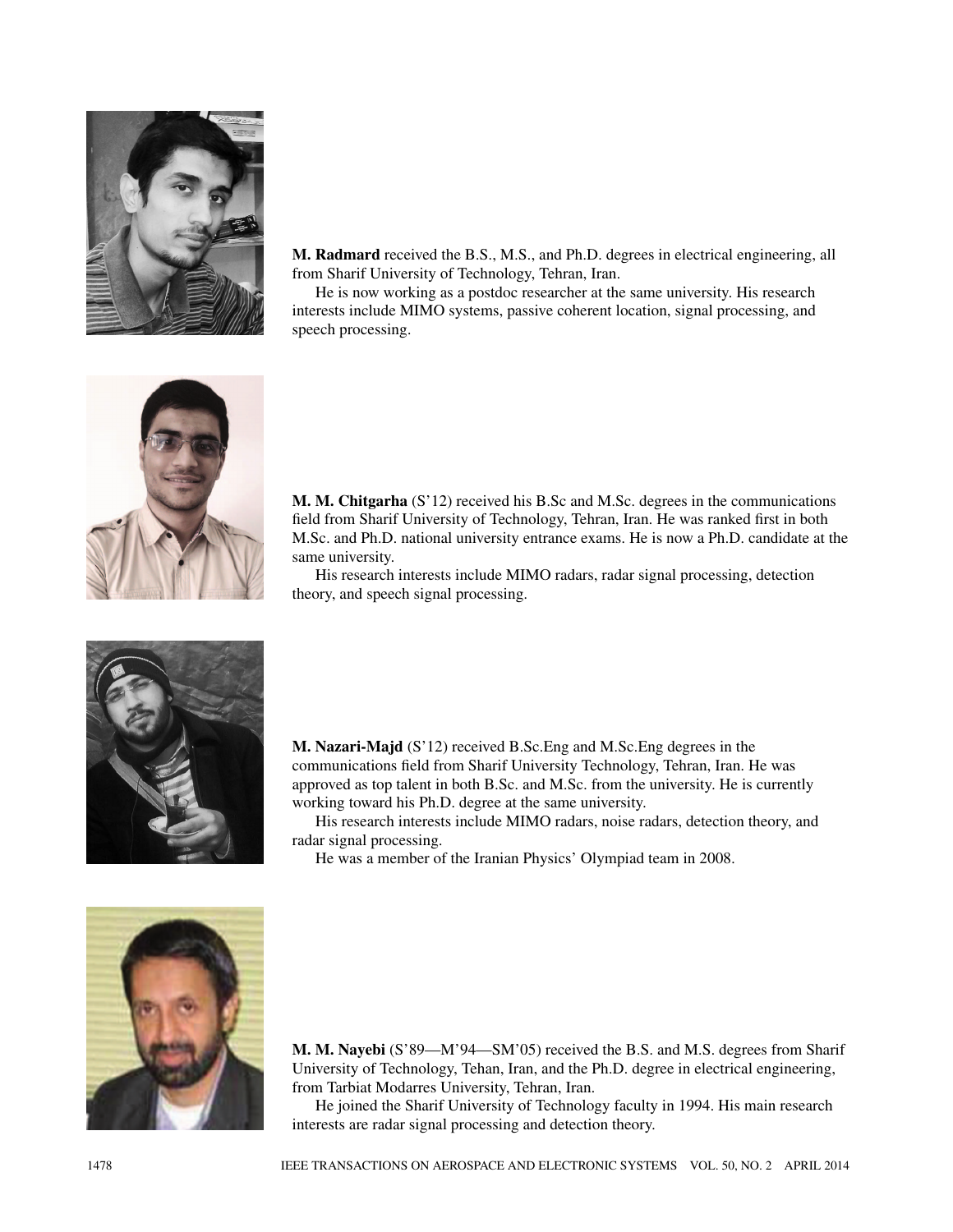**M. Radmard** received the B.S., M.S., and Ph.D. degrees in electrical engineering, all from Sharif University of Technology, Tehran, Iran.

He is now working as a postdoc researcher at the same university. His research interests include MIMO systems, passive coherent location, signal processing, and speech processing.

**M. M. Chitgarha** (S'12) received his B.Sc and M.Sc. degrees in the communications field from Sharif University of Technology, Tehran, Iran. He was ranked first in both M.Sc. and Ph.D. national university entrance exams. He is now a Ph.D. candidate at the same university.

His research interests include MIMO radars, radar signal processing, detection theory, and speech signal processing.

**M. Nazari-Majd** (S'12) received B.Sc.Eng and M.Sc.Eng degrees in the communications field from Sharif University Technology, Tehran, Iran. He was approved as top talent in both B.Sc. and M.Sc. from the university. He is currently working toward his Ph.D. degree at the same university.

His research interests include MIMO radars, noise radars, detection theory, and radar signal processing.

He was a member of the Iranian Physics' Olympiad team in 2008.

**M. M. Nayebi** (S'89—M'94—SM'05) received the B.S. and M.S. degrees from Sharif University of Technology, Tehan, Iran, and the Ph.D. degree in electrical engineering, from Tarbiat Modarres University, Tehran, Iran.

He joined the Sharif University of Technology faculty in 1994. His main research interests are radar signal processing and detection theory.